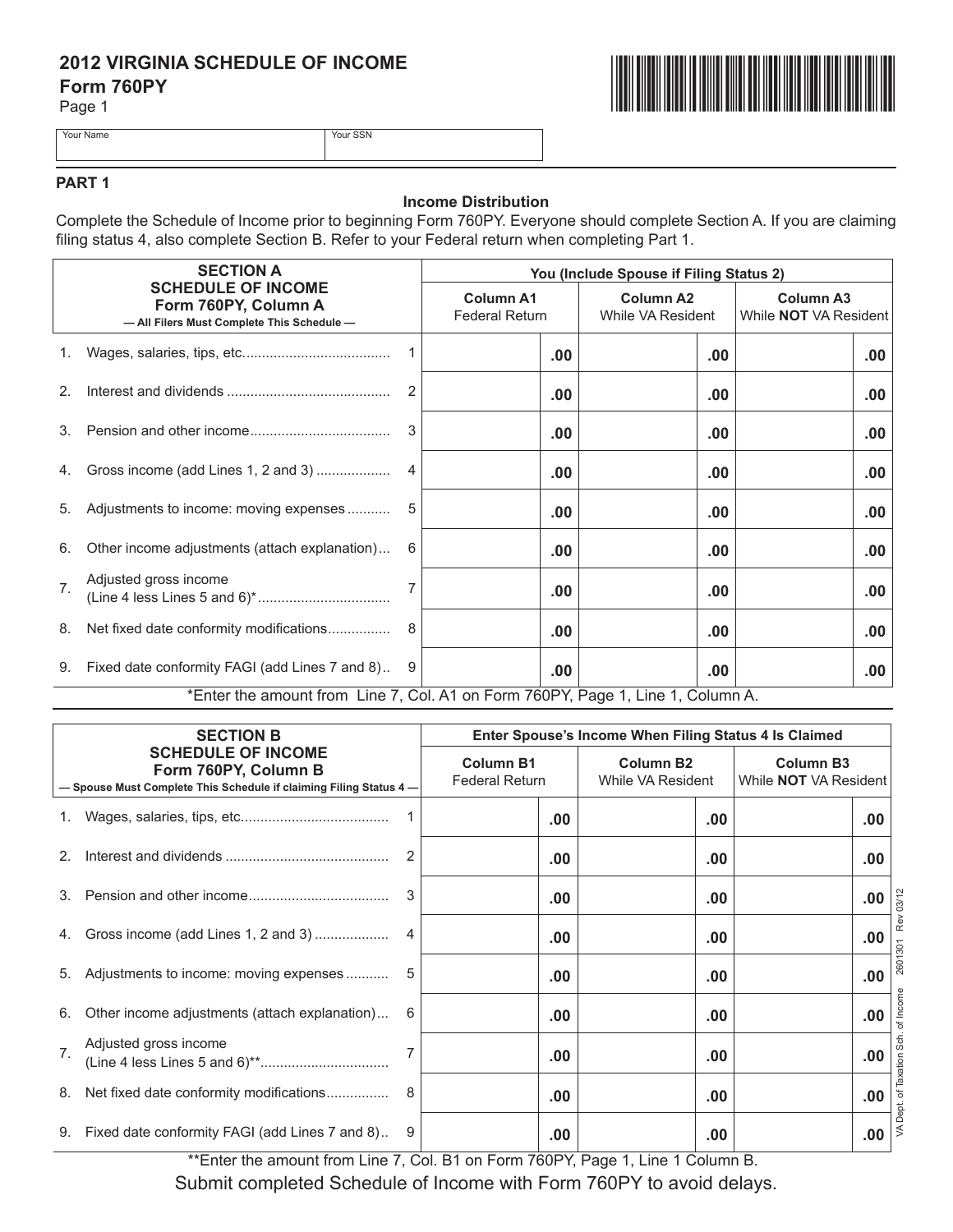# 2012 VIRGINIA SCHEDULE OF INCOME

## Form 760PY

Page 1

| Your Name | Your SSN |
|---|---|
| | |

## PART 1

### Income Distribution

Complete the Schedule of Income prior to beginning Form 760PY. Everyone should complete Section A. If you are claiming filing status 4, also complete Section B. Refer to your Federal return when completing Part 1.

| SECTION A<br>SCHEDULE OF INCOME<br>Form 760PY, Column A<br>— All Filers Must Complete This Schedule — | | You (Include Spouse if Filing Status 2) | | |
|---|---|---|---|---|
| | | Column A1<br>Federal Return | Column A2<br>While VA Resident | Column A3<br>While **NOT** VA Resident |
| 1. Wages, salaries, tips, etc. | 1 | .00 | .00 | .00 |
| 2. Interest and dividends | 2 | .00 | .00 | .00 |
| 3. Pension and other income | 3 | .00 | .00 | .00 |
| 4. Gross income (add Lines 1, 2 and 3) | 4 | .00 | .00 | .00 |
| 5. Adjustments to income: moving expenses | 5 | .00 | .00 | .00 |
| 6. Other income adjustments (attach explanation) | 6 | .00 | .00 | .00 |
| 7. Adjusted gross income (Line 4 less Lines 5 and 6)* | 7 | .00 | .00 | .00 |
| 8. Net fixed date conformity modifications | 8 | .00 | .00 | .00 |
| 9. Fixed date conformity FAGI (add Lines 7 and 8) | 9 | .00 | .00 | .00 |

*Enter the amount from Line 7, Col. A1 on Form 760PY, Page 1, Line 1, Column A.

| SECTION B<br>SCHEDULE OF INCOME<br>Form 760PY, Column B<br>— Spouse Must Complete This Schedule if claiming Filing Status 4 — | | Enter Spouse's Income When Filing Status 4 Is Claimed | | |
|---|---|---|---|---|
| | | Column B1<br>Federal Return | Column B2<br>While VA Resident | Column B3<br>While **NOT** VA Resident |
| 1. Wages, salaries, tips, etc. | 1 | .00 | .00 | .00 |
| 2. Interest and dividends | 2 | .00 | .00 | .00 |
| 3. Pension and other income | 3 | .00 | .00 | .00 |
| 4. Gross income (add Lines 1, 2 and 3) | 4 | .00 | .00 | .00 |
| 5. Adjustments to income: moving expenses | 5 | .00 | .00 | .00 |
| 6. Other income adjustments (attach explanation) | 6 | .00 | .00 | .00 |
| 7. Adjusted gross income (Line 4 less Lines 5 and 6)** | 7 | .00 | .00 | .00 |
| 8. Net fixed date conformity modifications | 8 | .00 | .00 | .00 |
| 9. Fixed date conformity FAGI (add Lines 7 and 8) | 9 | .00 | .00 | .00 |

**Enter the amount from Line 7, Col. B1 on Form 760PY, Page 1, Line 1 Column B.

Submit completed Schedule of Income with Form 760PY to avoid delays.

VA Dept. of Taxation Sch. of Income 2601301 Rev 03/12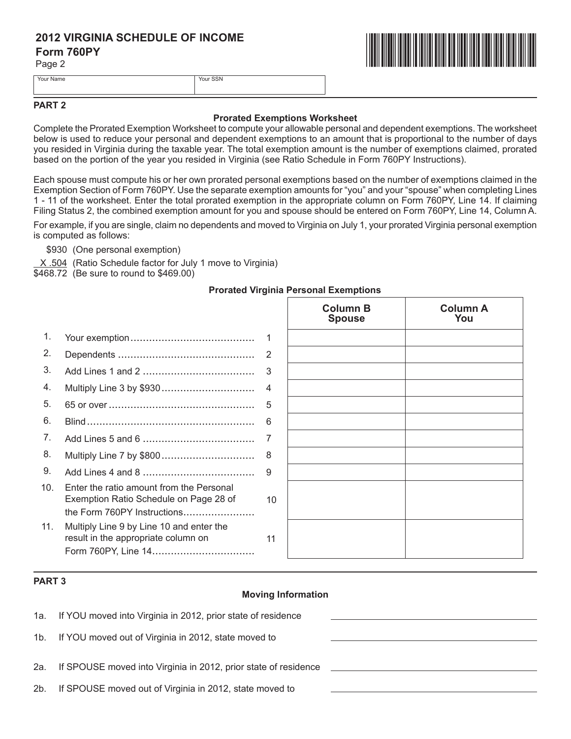## 2012 VIRGINIA SCHEDULE OF INCOME

**Form 760PY**

Page 2

| Your Name | Your SSN |
|---|---|
| | |

### PART 2

**Prorated Exemptions Worksheet**

Complete the Prorated Exemption Worksheet to compute your allowable personal and dependent exemptions. The worksheet below is used to reduce your personal and dependent exemptions to an amount that is proportional to the number of days you resided in Virginia during the taxable year. The total exemption amount is the number of exemptions claimed, prorated based on the portion of the year you resided in Virginia (see Ratio Schedule in Form 760PY Instructions).

Each spouse must compute his or her own prorated personal exemptions based on the number of exemptions claimed in the Exemption Section of Form 760PY. Use the separate exemption amounts for "you" and your "spouse" when completing Lines 1 - 11 of the worksheet. Enter the total prorated exemption in the appropriate column on Form 760PY, Line 14. If claiming Filing Status 2, the combined exemption amount for you and spouse should be entered on Form 760PY, Line 14, Column A.

For example, if you are single, claim no dependents and moved to Virginia on July 1, your prorated Virginia personal exemption is computed as follows:

$930 (One personal exemption)
X .504 (Ratio Schedule factor for July 1 move to Virginia)
$468.72 (Be sure to round to $469.00)

**Prorated Virginia Personal Exemptions**

| | | | Column B Spouse | Column A You |
|---|---|---|---|---|
| 1. | Your exemption | 1 | | |
| 2. | Dependents | 2 | | |
| 3. | Add Lines 1 and 2 | 3 | | |
| 4. | Multiply Line 3 by $930 | 4 | | |
| 5. | 65 or over | 5 | | |
| 6. | Blind | 6 | | |
| 7. | Add Lines 5 and 6 | 7 | | |
| 8. | Multiply Line 7 by $800 | 8 | | |
| 9. | Add Lines 4 and 8 | 9 | | |
| 10. | Enter the ratio amount from the Personal Exemption Ratio Schedule on Page 28 of the Form 760PY Instructions | 10 | | |
| 11. | Multiply Line 9 by Line 10 and enter the result in the appropriate column on Form 760PY, Line 14 | 11 | | |

### PART 3

**Moving Information**

1a. If YOU moved into Virginia in 2012, prior state of residence \_\_\_\_\_\_\_\_\_\_\_\_\_\_\_\_\_\_\_\_

1b. If YOU moved out of Virginia in 2012, state moved to \_\_\_\_\_\_\_\_\_\_\_\_\_\_\_\_\_\_\_\_

2a. If SPOUSE moved into Virginia in 2012, prior state of residence \_\_\_\_\_\_\_\_\_\_\_\_\_\_\_\_\_\_\_\_

2b. If SPOUSE moved out of Virginia in 2012, state moved to \_\_\_\_\_\_\_\_\_\_\_\_\_\_\_\_\_\_\_\_